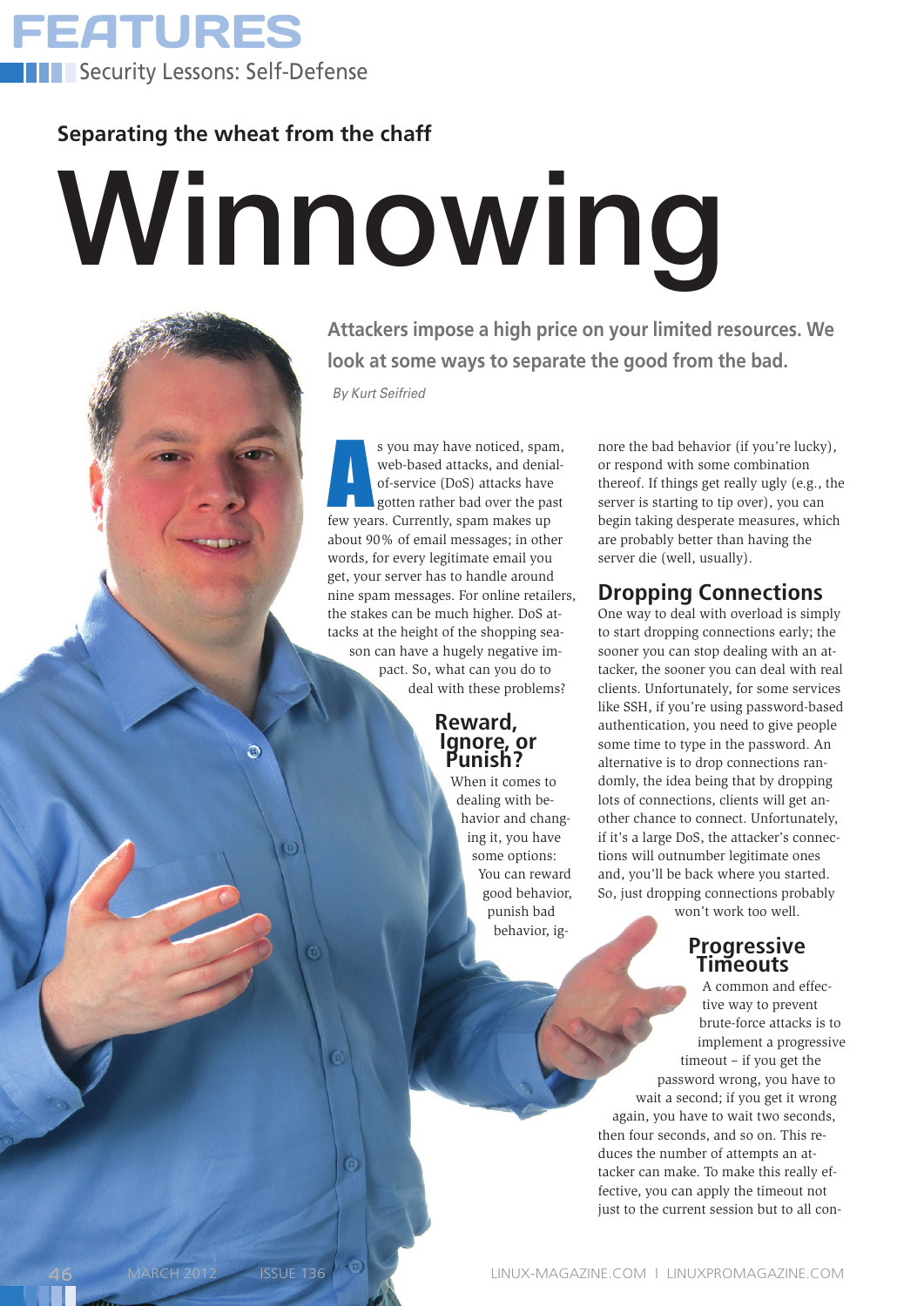Separating the wheat from the chaff

# Winnowing

**Attackers impose a high price on your limited resources. We look at some ways to separate the good from the bad.**

*By Kurt Seifried*

As you may have noticed, spam, web-based attacks, and denial-of-service (DoS) attacks have gotten rather bad over the past few years. Currently, spam makes up about 90% of email messages; in other words, for every legitimate email you get, your server has to handle around nine spam messages. For online retailers, the stakes can be much higher. DoS attacks at the height of the shopping season can have a hugely negative impact. So, what can you do to deal with these problems?

## Reward, Ignore, or Punish?

When it comes to dealing with behavior and changing it, you have some options: You can reward good behavior, punish bad behavior, ignore the bad behavior (if you're lucky), or respond with some combination thereof. If things get really ugly (e.g., the server is starting to tip over), you can begin taking desperate measures, which are probably better than having the server die (well, usually).

## Dropping Connections

One way to deal with overload is simply to start dropping connections early; the sooner you can stop dealing with an attacker, the sooner you can deal with real clients. Unfortunately, for some services like SSH, if you're using password-based authentication, you need to give people some time to type in the password. An alternative is to drop connections randomly, the idea being that by dropping lots of connections, clients will get another chance to connect. Unfortunately, if it's a large DoS, the attacker's connections will outnumber legitimate ones and, you'll be back where you started. So, just dropping connections probably won't work too well.

## Progressive Timeouts

A common and effective way to prevent brute-force attacks is to implement a progressive timeout – if you get the password wrong, you have to wait a second; if you get it wrong again, you have to wait two seconds, then four seconds, and so on. This reduces the number of attempts an attacker can make. To make this really effective, you can apply the timeout not just to the current session but to all con-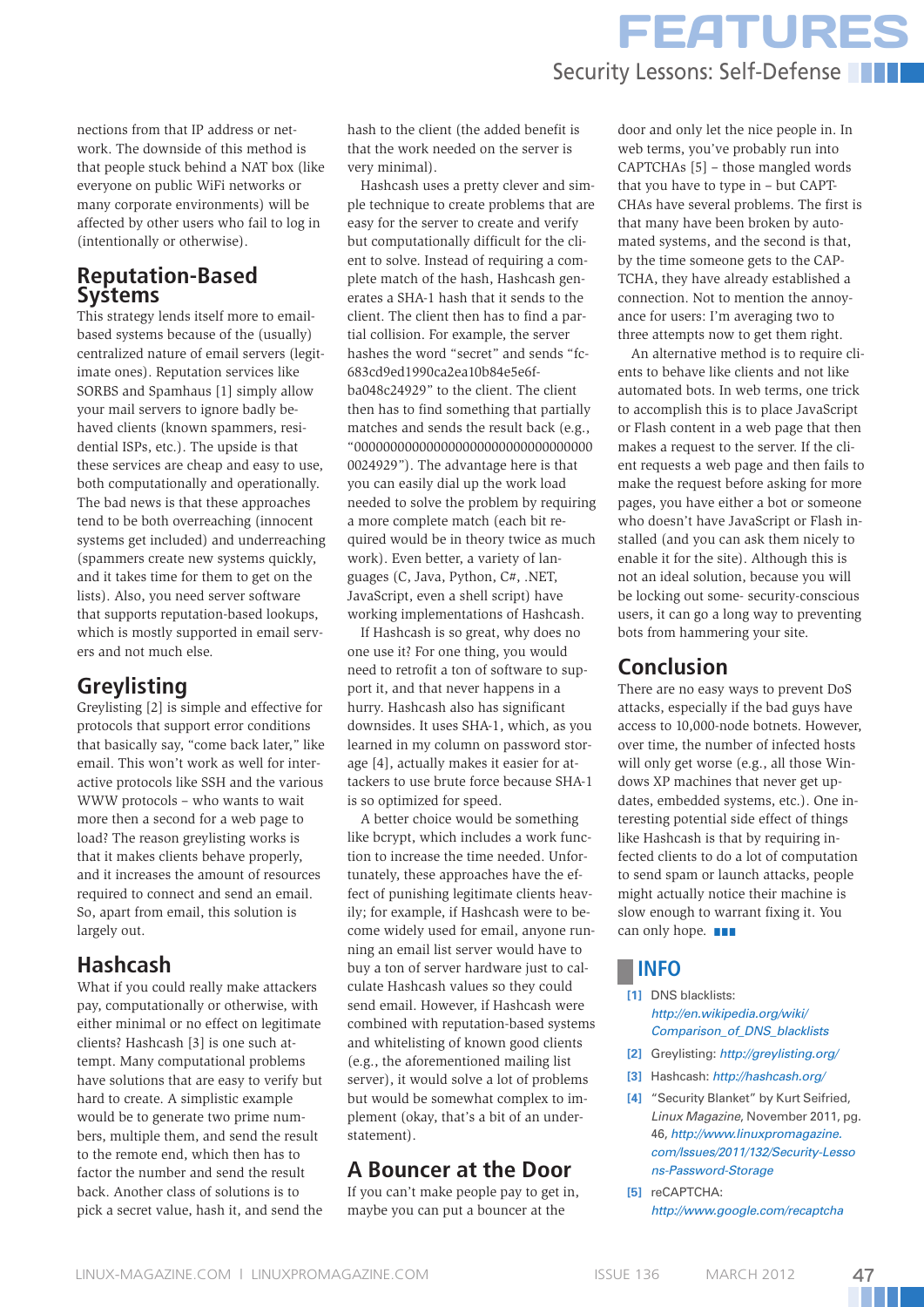nections from that IP address or network. The downside of this method is that people stuck behind a NAT box (like everyone on public WiFi networks or many corporate environments) will be affected by other users who fail to log in (intentionally or otherwise).

## Reputation-Based Systems

This strategy lends itself more to email-based systems because of the (usually) centralized nature of email servers (legitimate ones). Reputation services like SORBS and Spamhaus [1] simply allow your mail servers to ignore badly behaved clients (known spammers, residential ISPs, etc.). The upside is that these services are cheap and easy to use, both computationally and operationally. The bad news is that these approaches tend to be both overreaching (innocent systems get included) and underreaching (spammers create new systems quickly, and it takes time for them to get on the lists). Also, you need server software that supports reputation-based lookups, which is mostly supported in email servers and not much else.

## Greylisting

Greylisting [2] is simple and effective for protocols that support error conditions that basically say, "come back later," like email. This won't work as well for interactive protocols like SSH and the various WWW protocols – who wants to wait more then a second for a web page to load? The reason greylisting works is that it makes clients behave properly, and it increases the amount of resources required to connect and send an email. So, apart from email, this solution is largely out.

## Hashcash

What if you could really make attackers pay, computationally or otherwise, with either minimal or no effect on legitimate clients? Hashcash [3] is one such attempt. Many computational problems have solutions that are easy to verify but hard to create. A simplistic example would be to generate two prime numbers, multiple them, and send the result to the remote end, which then has to factor the number and send the result back. Another class of solutions is to pick a secret value, hash it, and send the hash to the client (the added benefit is that the work needed on the server is very minimal).

Hashcash uses a pretty clever and simple technique to create problems that are easy for the server to create and verify but computationally difficult for the client to solve. Instead of requiring a complete match of the hash, Hashcash generates a SHA-1 hash that it sends to the client. The client then has to find a partial collision. For example, the server hashes the word "secret" and sends "fc683cd9ed1990ca2ea10b84e5e6fba048c24929" to the client. The client then has to find something that partially matches and sends the result back (e.g., "0000000000000000000000000000000024929"). The advantage here is that you can easily dial up the work load needed to solve the problem by requiring a more complete match (each bit required would be in theory twice as much work). Even better, a variety of languages (C, Java, Python, C#, .NET, JavaScript, even a shell script) have working implementations of Hashcash.

If Hashcash is so great, why does no one use it? For one thing, you would need to retrofit a ton of software to support it, and that never happens in a hurry. Hashcash also has significant downsides. It uses SHA-1, which, as you learned in my column on password storage [4], actually makes it easier for attackers to use brute force because SHA-1 is so optimized for speed.

A better choice would be something like bcrypt, which includes a work function to increase the time needed. Unfortunately, these approaches have the effect of punishing legitimate clients heavily; for example, if Hashcash were to become widely used for email, anyone running an email list server would have to buy a ton of server hardware just to calculate Hashcash values so they could send email. However, if Hashcash were combined with reputation-based systems and whitelisting of known good clients (e.g., the aforementioned mailing list server), it would solve a lot of problems but would be somewhat complex to implement (okay, that's a bit of an understatement).

## A Bouncer at the Door

If you can't make people pay to get in, maybe you can put a bouncer at the door and only let the nice people in. In web terms, you've probably run into CAPTCHAs [5] – those mangled words that you have to type in – but CAPTCHAs have several problems. The first is that many have been broken by automated systems, and the second is that, by the time someone gets to the CAPTCHA, they have already established a connection. Not to mention the annoyance for users: I'm averaging two to three attempts now to get them right.

An alternative method is to require clients to behave like clients and not like automated bots. In web terms, one trick to accomplish this is to place JavaScript or Flash content in a web page that then makes a request to the server. If the client requests a web page and then fails to make the request before asking for more pages, you have either a bot or someone who doesn't have JavaScript or Flash installed (and you can ask them nicely to enable it for the site). Although this is not an ideal solution, because you will be locking out some- security-conscious users, it can go a long way to preventing bots from hammering your site.

## Conclusion

There are no easy ways to prevent DoS attacks, especially if the bad guys have access to 10,000-node botnets. However, over time, the number of infected hosts will only get worse (e.g., all those Windows XP machines that never get updates, embedded systems, etc.). One interesting potential side effect of things like Hashcash is that by requiring infected clients to do a lot of computation to send spam or launch attacks, people might actually notice their machine is slow enough to warrant fixing it. You can only hope. ■■■

## INFO

[1] DNS blacklists: *http://en.wikipedia.org/wiki/Comparison_of_DNS_blacklists*

[2] Greylisting: *http://greylisting.org/*

[3] Hashcash: *http://hashcash.org/*

[4] "Security Blanket" by Kurt Seifried, *Linux Magazine*, November 2011, pg. 46, *http://www.linuxpromagazine.com/Issues/2011/132/Security-Lessons-Password-Storage*

[5] reCAPTCHA: *http://www.google.com/recaptcha*